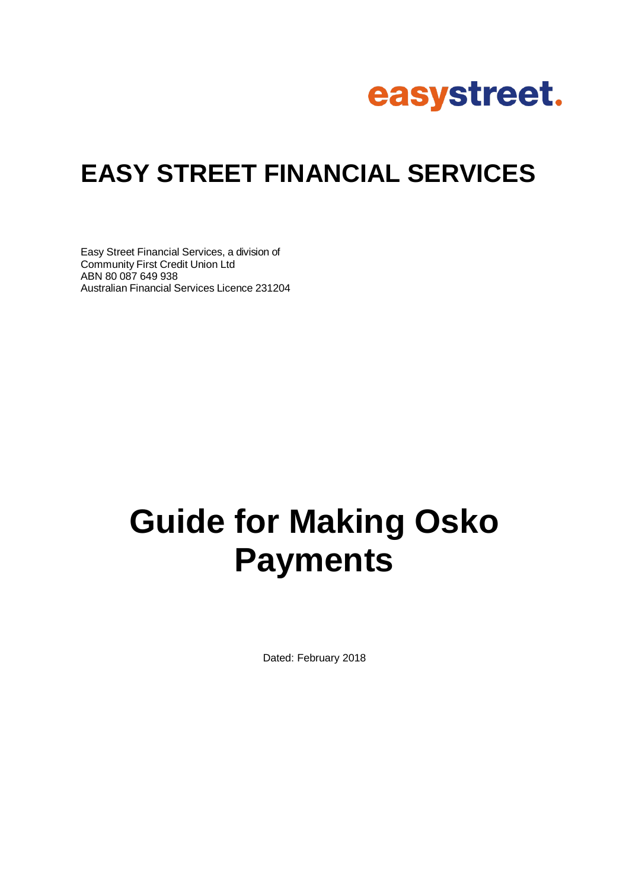easystreet.

# EASY STREET FINANCIAL SERVICES

Easy Street Financial Services, a division of
Community First Credit Union Ltd
ABN 80 087 649 938
Australian Financial Services Licence 231204

# Guide for Making Osko Payments

Dated: February 2018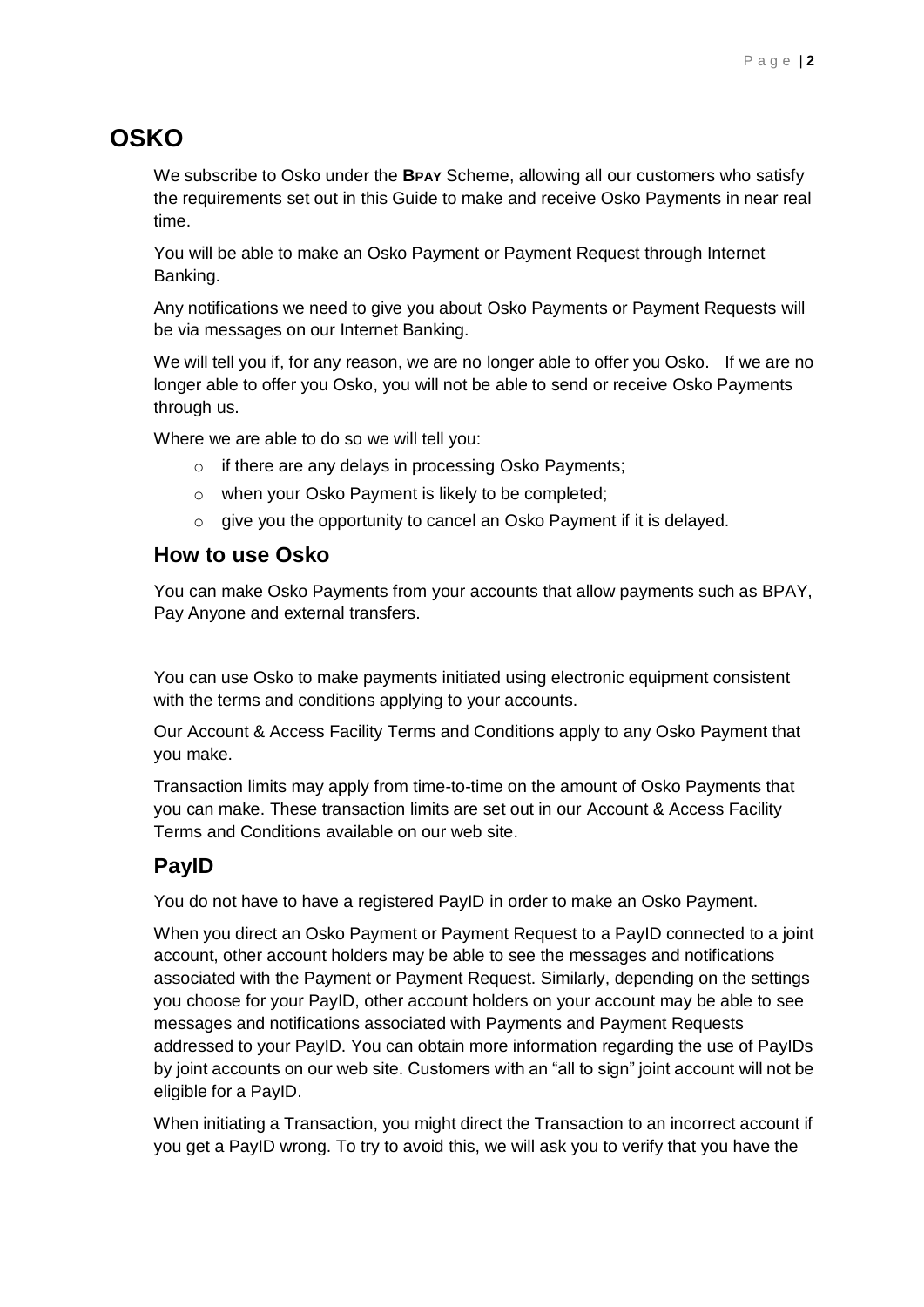# OSKO

We subscribe to Osko under the **BPAY** Scheme, allowing all our customers who satisfy the requirements set out in this Guide to make and receive Osko Payments in near real time.

You will be able to make an Osko Payment or Payment Request through Internet Banking.

Any notifications we need to give you about Osko Payments or Payment Requests will be via messages on our Internet Banking.

We will tell you if, for any reason, we are no longer able to offer you Osko. If we are no longer able to offer you Osko, you will not be able to send or receive Osko Payments through us.

Where we are able to do so we will tell you:

- if there are any delays in processing Osko Payments;
- when your Osko Payment is likely to be completed;
- give you the opportunity to cancel an Osko Payment if it is delayed.

## How to use Osko

You can make Osko Payments from your accounts that allow payments such as BPAY, Pay Anyone and external transfers.

You can use Osko to make payments initiated using electronic equipment consistent with the terms and conditions applying to your accounts.

Our Account & Access Facility Terms and Conditions apply to any Osko Payment that you make.

Transaction limits may apply from time-to-time on the amount of Osko Payments that you can make. These transaction limits are set out in our Account & Access Facility Terms and Conditions available on our web site.

## PayID

You do not have to have a registered PayID in order to make an Osko Payment.

When you direct an Osko Payment or Payment Request to a PayID connected to a joint account, other account holders may be able to see the messages and notifications associated with the Payment or Payment Request. Similarly, depending on the settings you choose for your PayID, other account holders on your account may be able to see messages and notifications associated with Payments and Payment Requests addressed to your PayID. You can obtain more information regarding the use of PayIDs by joint accounts on our web site. Customers with an "all to sign" joint account will not be eligible for a PayID.

When initiating a Transaction, you might direct the Transaction to an incorrect account if you get a PayID wrong. To try to avoid this, we will ask you to verify that you have the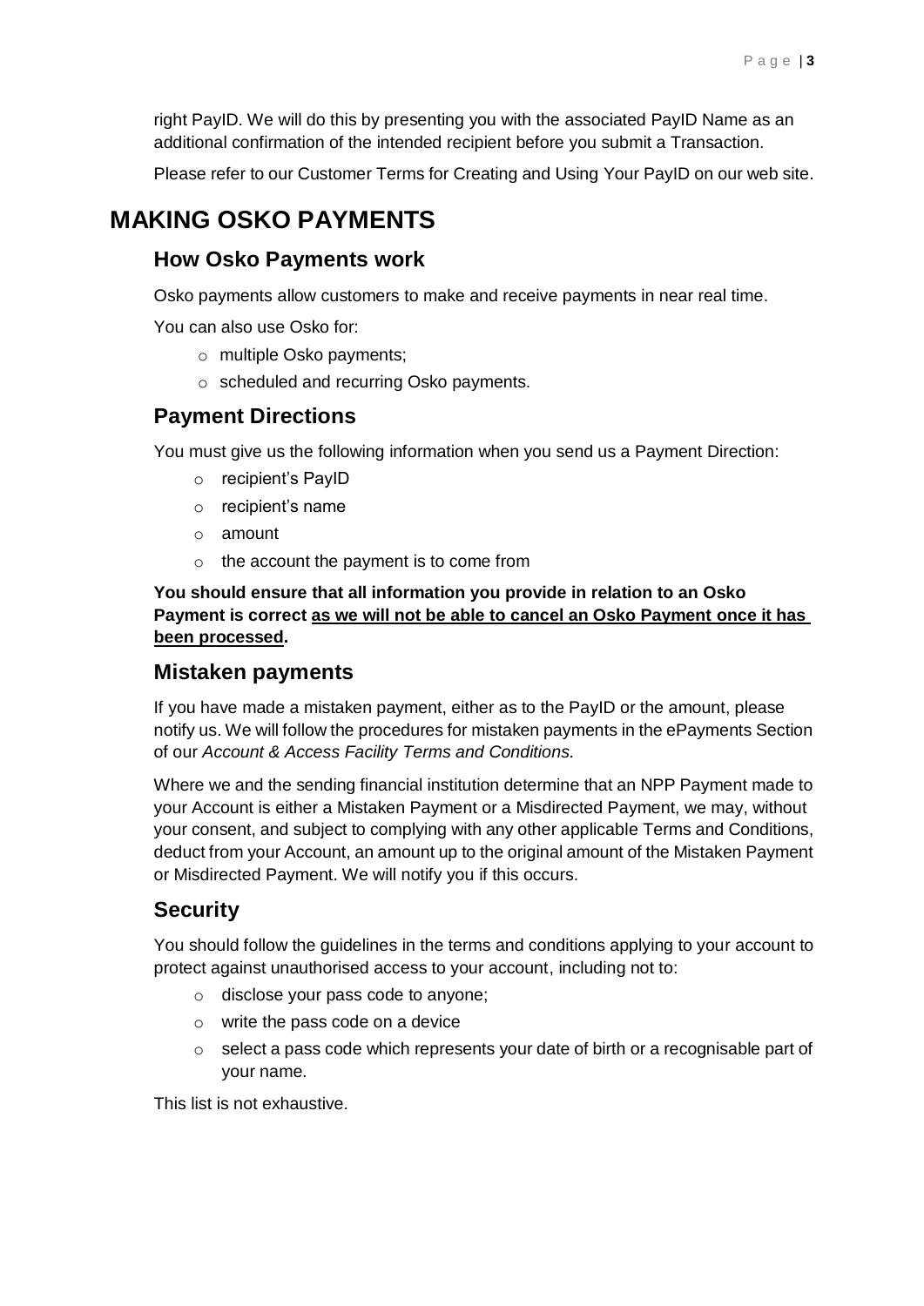right PayID. We will do this by presenting you with the associated PayID Name as an additional confirmation of the intended recipient before you submit a Transaction.

Please refer to our Customer Terms for Creating and Using Your PayID on our web site.

# MAKING OSKO PAYMENTS

## How Osko Payments work

Osko payments allow customers to make and receive payments in near real time.

You can also use Osko for:

- multiple Osko payments;
- scheduled and recurring Osko payments.

## Payment Directions

You must give us the following information when you send us a Payment Direction:

- recipient's PayID
- recipient's name
- amount
- the account the payment is to come from

**You should ensure that all information you provide in relation to an Osko Payment is correct <u>as we will not be able to cancel an Osko Payment once it has been processed</u>.**

## Mistaken payments

If you have made a mistaken payment, either as to the PayID or the amount, please notify us. We will follow the procedures for mistaken payments in the ePayments Section of our *Account & Access Facility Terms and Conditions.*

Where we and the sending financial institution determine that an NPP Payment made to your Account is either a Mistaken Payment or a Misdirected Payment, we may, without your consent, and subject to complying with any other applicable Terms and Conditions, deduct from your Account, an amount up to the original amount of the Mistaken Payment or Misdirected Payment. We will notify you if this occurs.

## Security

You should follow the guidelines in the terms and conditions applying to your account to protect against unauthorised access to your account, including not to:

- disclose your pass code to anyone;
- write the pass code on a device
- select a pass code which represents your date of birth or a recognisable part of your name.

This list is not exhaustive.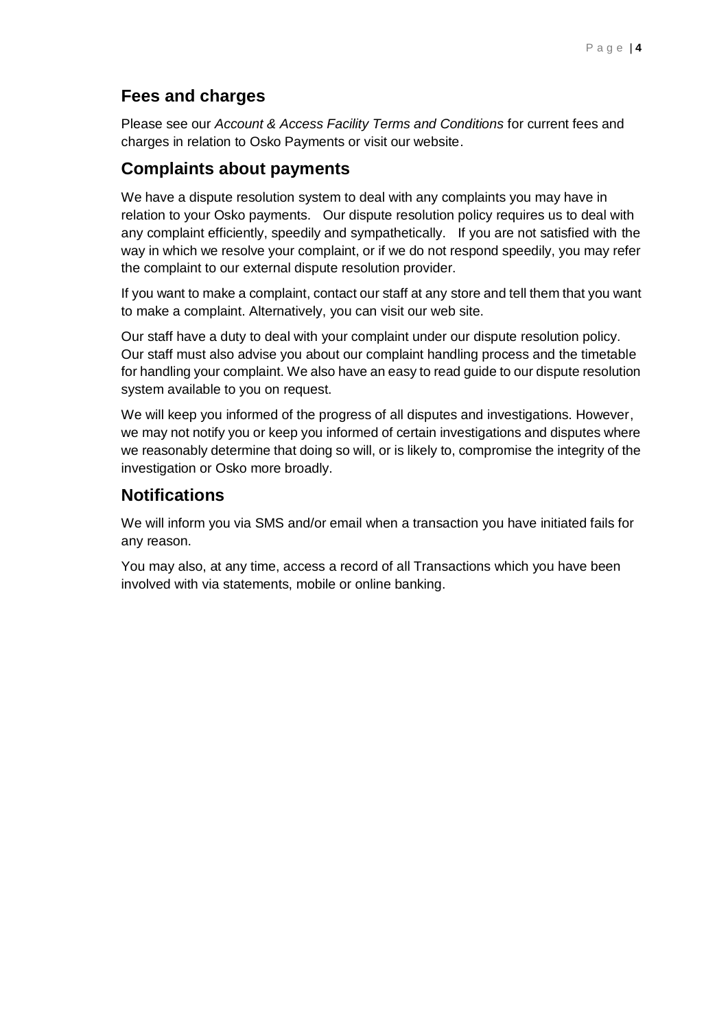## Fees and charges

Please see our *Account & Access Facility Terms and Conditions* for current fees and charges in relation to Osko Payments or visit our website.

## Complaints about payments

We have a dispute resolution system to deal with any complaints you may have in relation to your Osko payments. Our dispute resolution policy requires us to deal with any complaint efficiently, speedily and sympathetically. If you are not satisfied with the way in which we resolve your complaint, or if we do not respond speedily, you may refer the complaint to our external dispute resolution provider.

If you want to make a complaint, contact our staff at any store and tell them that you want to make a complaint. Alternatively, you can visit our web site.

Our staff have a duty to deal with your complaint under our dispute resolution policy. Our staff must also advise you about our complaint handling process and the timetable for handling your complaint. We also have an easy to read guide to our dispute resolution system available to you on request.

We will keep you informed of the progress of all disputes and investigations. However, we may not notify you or keep you informed of certain investigations and disputes where we reasonably determine that doing so will, or is likely to, compromise the integrity of the investigation or Osko more broadly.

## Notifications

We will inform you via SMS and/or email when a transaction you have initiated fails for any reason.

You may also, at any time, access a record of all Transactions which you have been involved with via statements, mobile or online banking.